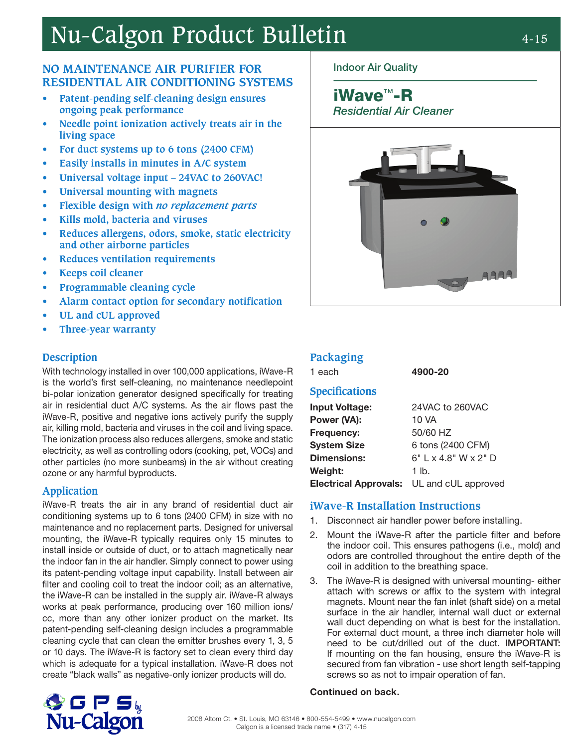# Nu-Calgon Product Bulletin

4-15

Indoor Air Quality

## iWave™-R

*Residential Air Cleaner*

## NO MAINTENANCE AIR PURIFIER FOR RESIDENTIAL AIR CONDITIONING SYSTEMS

- Patent-pending self-cleaning design ensures ongoing peak performance
- Needle point ionization actively treats air in the living space
- For duct systems up to 6 tons (2400 CFM)
- Easily installs in minutes in A/C system
- Universal voltage input – 24VAC to 260VAC!
- Universal mounting with magnets
- Flexible design with *no replacement parts*
- Kills mold, bacteria and viruses
- Reduces allergens, odors, smoke, static electricity and other airborne particles
- Reduces ventilation requirements
- Keeps coil cleaner
- Programmable cleaning cycle
- Alarm contact option for secondary notification
- UL and cUL approved
- Three-year warranty

## Description

With technology installed in over 100,000 applications, iWave-R is the world's first self-cleaning, no maintenance needlepoint bi-polar ionization generator designed specifically for treating air in residential duct A/C systems. As the air flows past the iWave-R, positive and negative ions actively purify the supply air, killing mold, bacteria and viruses in the coil and living space. The ionization process also reduces allergens, smoke and static electricity, as well as controlling odors (cooking, pet, VOCs) and other particles (no more sunbeams) in the air without creating ozone or any harmful byproducts.

## Application

iWave-R treats the air in any brand of residential duct air conditioning systems up to 6 tons (2400 CFM) in size with no maintenance and no replacement parts. Designed for universal mounting, the iWave-R typically requires only 15 minutes to install inside or outside of duct, or to attach magnetically near the indoor fan in the air handler. Simply connect to power using its patent-pending voltage input capability. Install between air filter and cooling coil to treat the indoor coil; as an alternative, the iWave-R can be installed in the supply air. iWave-R always works at peak performance, producing over 160 million ions/cc, more than any other ionizer product on the market. Its patent-pending self-cleaning design includes a programmable cleaning cycle that can clean the emitter brushes every 1, 3, 5 or 10 days. The iWave-R is factory set to clean every third day which is adequate for a typical installation. iWave-R does not create "black walls" as negative-only ionizer products will do.

## Packaging

| | |
|---|---|
| 1 each | **4900-20** |

## Specifications

| | |
|---|---|
| **Input Voltage:** | 24VAC to 260VAC |
| **Power (VA):** | 10 VA |
| **Frequency:** | 50/60 HZ |
| **System Size** | 6 tons (2400 CFM) |
| **Dimensions:** | 6" L x 4.8" W x 2" D |
| **Weight:** | 1 lb. |
| **Electrical Approvals:** | UL and cUL approved |

## iWave-R Installation Instructions

1. Disconnect air handler power before installing.
2. Mount the iWave-R after the particle filter and before the indoor coil. This ensures pathogens (i.e., mold) and odors are controlled throughout the entire depth of the coil in addition to the breathing space.
3. The iWave-R is designed with universal mounting- either attach with screws or affix to the system with integral magnets. Mount near the fan inlet (shaft side) on a metal surface in the air handler, internal wall duct or external wall duct depending on what is best for the installation. For external duct mount, a three inch diameter hole will need to be cut/drilled out of the duct. **IMPORTANT:** If mounting on the fan housing, ensure the iWave-R is secured from fan vibration - use short length self-tapping screws so as not to impair operation of fan.

**Continued on back.**

GPS by Nu-Calgon

2008 Altom Ct. • St. Louis, MO 63146 • 800-554-5499 • www.nucalgon.com
Calgon is a licensed trade name • (317) 4-15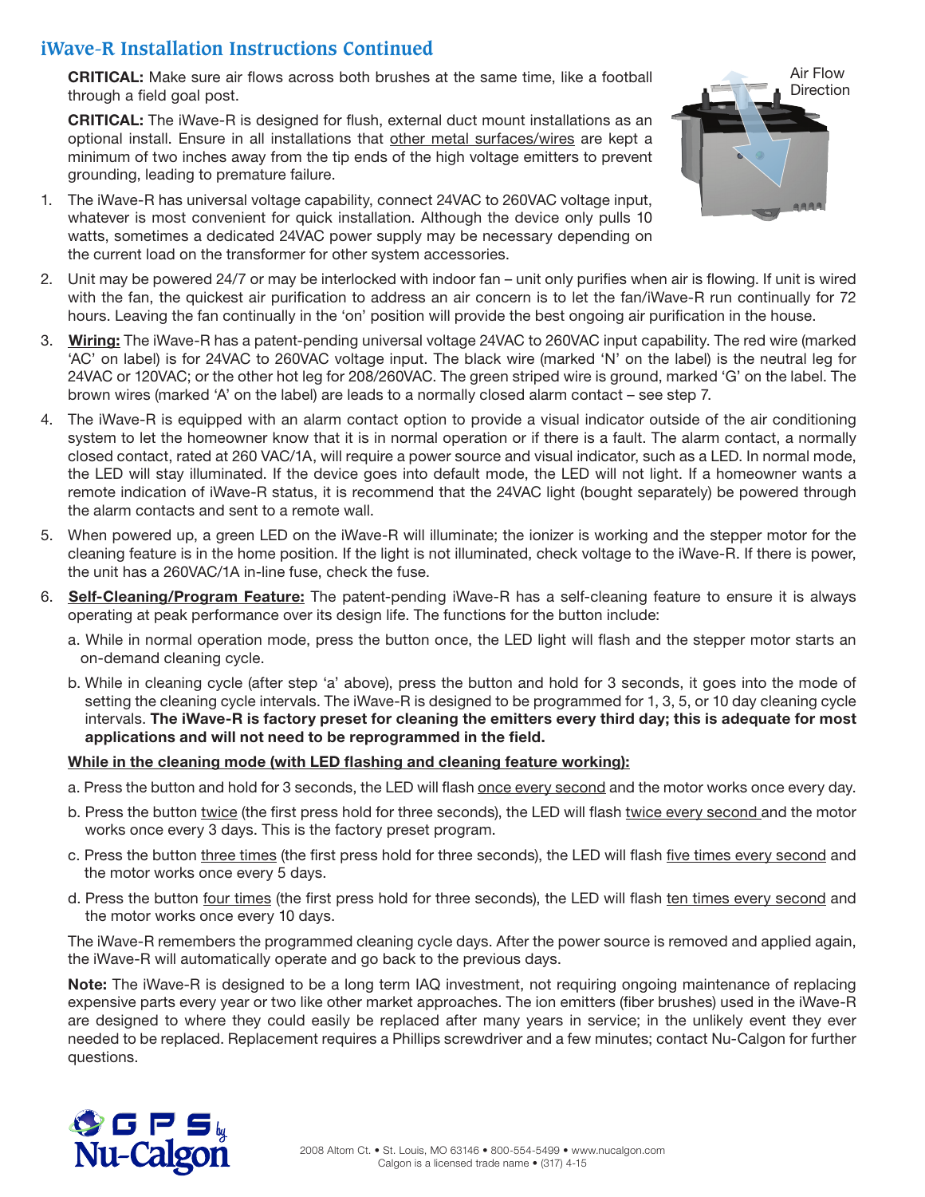## iWave-R Installation Instructions Continued

**CRITICAL:** Make sure air flows across both brushes at the same time, like a football through a field goal post.

Air Flow Direction

**CRITICAL:** The iWave-R is designed for flush, external duct mount installations as an optional install. Ensure in all installations that other metal surfaces/wires are kept a minimum of two inches away from the tip ends of the high voltage emitters to prevent grounding, leading to premature failure.

1. The iWave-R has universal voltage capability, connect 24VAC to 260VAC voltage input, whatever is most convenient for quick installation. Although the device only pulls 10 watts, sometimes a dedicated 24VAC power supply may be necessary depending on the current load on the transformer for other system accessories.

2. Unit may be powered 24/7 or may be interlocked with indoor fan – unit only purifies when air is flowing. If unit is wired with the fan, the quickest air purification to address an air concern is to let the fan/iWave-R run continually for 72 hours. Leaving the fan continually in the 'on' position will provide the best ongoing air purification in the house.

3. **Wiring:** The iWave-R has a patent-pending universal voltage 24VAC to 260VAC input capability. The red wire (marked 'AC' on label) is for 24VAC to 260VAC voltage input. The black wire (marked 'N' on the label) is the neutral leg for 24VAC or 120VAC; or the other hot leg for 208/260VAC. The green striped wire is ground, marked 'G' on the label. The brown wires (marked 'A' on the label) are leads to a normally closed alarm contact – see step 7.

4. The iWave-R is equipped with an alarm contact option to provide a visual indicator outside of the air conditioning system to let the homeowner know that it is in normal operation or if there is a fault. The alarm contact, a normally closed contact, rated at 260 VAC/1A, will require a power source and visual indicator, such as a LED. In normal mode, the LED will stay illuminated. If the device goes into default mode, the LED will not light. If a homeowner wants a remote indication of iWave-R status, it is recommend that the 24VAC light (bought separately) be powered through the alarm contacts and sent to a remote wall.

5. When powered up, a green LED on the iWave-R will illuminate; the ionizer is working and the stepper motor for the cleaning feature is in the home position. If the light is not illuminated, check voltage to the iWave-R. If there is power, the unit has a 260VAC/1A in-line fuse, check the fuse.

6. **Self-Cleaning/Program Feature:** The patent-pending iWave-R has a self-cleaning feature to ensure it is always operating at peak performance over its design life. The functions for the button include:

   a. While in normal operation mode, press the button once, the LED light will flash and the stepper motor starts an on-demand cleaning cycle.

   b. While in cleaning cycle (after step 'a' above), press the button and hold for 3 seconds, it goes into the mode of setting the cleaning cycle intervals. The iWave-R is designed to be programmed for 1, 3, 5, or 10 day cleaning cycle intervals. **The iWave-R is factory preset for cleaning the emitters every third day; this is adequate for most applications and will not need to be reprogrammed in the field.**

   **While in the cleaning mode (with LED flashing and cleaning feature working):**

   a. Press the button and hold for 3 seconds, the LED will flash once every second and the motor works once every day.

   b. Press the button twice (the first press hold for three seconds), the LED will flash twice every second and the motor works once every 3 days. This is the factory preset program.

   c. Press the button three times (the first press hold for three seconds), the LED will flash five times every second and the motor works once every 5 days.

   d. Press the button four times (the first press hold for three seconds), the LED will flash ten times every second and the motor works once every 10 days.

   The iWave-R remembers the programmed cleaning cycle days. After the power source is removed and applied again, the iWave-R will automatically operate and go back to the previous days.

   **Note:** The iWave-R is designed to be a long term IAQ investment, not requiring ongoing maintenance of replacing expensive parts every year or two like other market approaches. The ion emitters (fiber brushes) used in the iWave-R are designed to where they could easily be replaced after many years in service; in the unlikely event they ever needed to be replaced. Replacement requires a Phillips screwdriver and a few minutes; contact Nu-Calgon for further questions.

GPS by Nu-Calgon

2008 Altom Ct. • St. Louis, MO 63146 • 800-554-5499 • www.nucalgon.com
Calgon is a licensed trade name • (317) 4-15